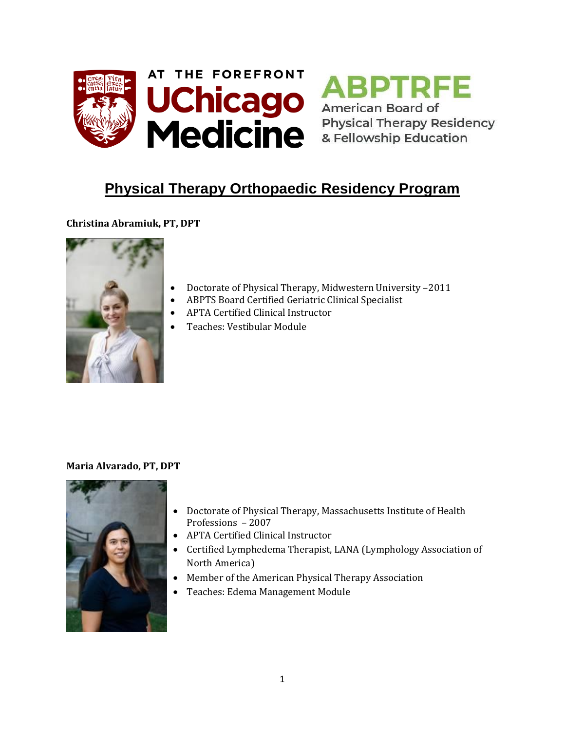AT THE FOREFRONT UChicago Medicine

ABPTRFE American Board of Physical Therapy Residency & Fellowship Education

# Physical Therapy Orthopaedic Residency Program

**Christina Abramiuk, PT, DPT**

- Doctorate of Physical Therapy, Midwestern University –2011
- ABPTS Board Certified Geriatric Clinical Specialist
- APTA Certified Clinical Instructor
- Teaches: Vestibular Module

**Maria Alvarado, PT, DPT**

- Doctorate of Physical Therapy, Massachusetts Institute of Health Professions – 2007
- APTA Certified Clinical Instructor
- Certified Lymphedema Therapist, LANA (Lymphology Association of North America)
- Member of the American Physical Therapy Association
- Teaches: Edema Management Module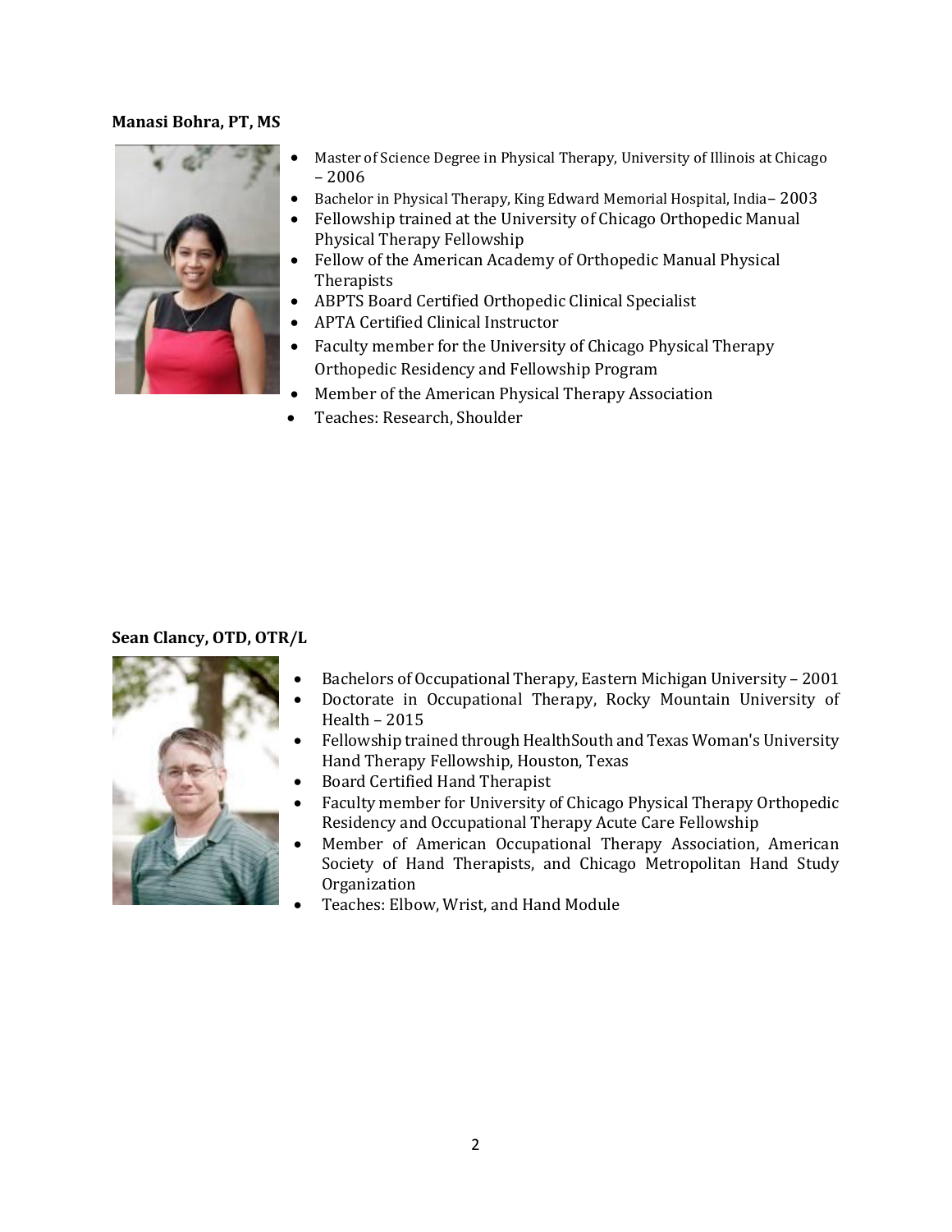**Manasi Bohra, PT, MS**

- Master of Science Degree in Physical Therapy, University of Illinois at Chicago – 2006
- Bachelor in Physical Therapy, King Edward Memorial Hospital, India– 2003
- Fellowship trained at the University of Chicago Orthopedic Manual Physical Therapy Fellowship
- Fellow of the American Academy of Orthopedic Manual Physical Therapists
- ABPTS Board Certified Orthopedic Clinical Specialist
- APTA Certified Clinical Instructor
- Faculty member for the University of Chicago Physical Therapy Orthopedic Residency and Fellowship Program
- Member of the American Physical Therapy Association
- Teaches: Research, Shoulder

**Sean Clancy, OTD, OTR/L**

- Bachelors of Occupational Therapy, Eastern Michigan University – 2001
- Doctorate in Occupational Therapy, Rocky Mountain University of Health – 2015
- Fellowship trained through HealthSouth and Texas Woman's University Hand Therapy Fellowship, Houston, Texas
- Board Certified Hand Therapist
- Faculty member for University of Chicago Physical Therapy Orthopedic Residency and Occupational Therapy Acute Care Fellowship
- Member of American Occupational Therapy Association, American Society of Hand Therapists, and Chicago Metropolitan Hand Study Organization
- Teaches: Elbow, Wrist, and Hand Module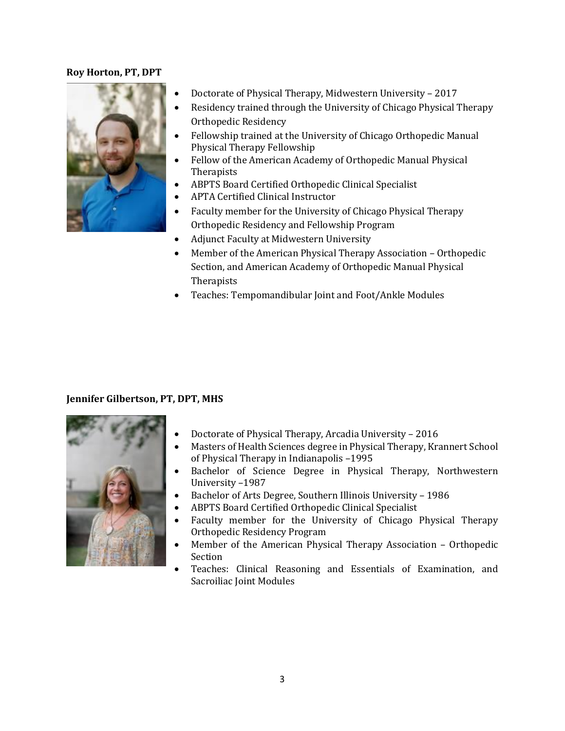**Roy Horton, PT, DPT**

- Doctorate of Physical Therapy, Midwestern University – 2017
- Residency trained through the University of Chicago Physical Therapy Orthopedic Residency
- Fellowship trained at the University of Chicago Orthopedic Manual Physical Therapy Fellowship
- Fellow of the American Academy of Orthopedic Manual Physical Therapists
- ABPTS Board Certified Orthopedic Clinical Specialist
- APTA Certified Clinical Instructor
- Faculty member for the University of Chicago Physical Therapy Orthopedic Residency and Fellowship Program
- Adjunct Faculty at Midwestern University
- Member of the American Physical Therapy Association – Orthopedic Section, and American Academy of Orthopedic Manual Physical Therapists
- Teaches: Tempomandibular Joint and Foot/Ankle Modules

**Jennifer Gilbertson, PT, DPT, MHS**

- Doctorate of Physical Therapy, Arcadia University – 2016
- Masters of Health Sciences degree in Physical Therapy, Krannert School of Physical Therapy in Indianapolis –1995
- Bachelor of Science Degree in Physical Therapy, Northwestern University –1987
- Bachelor of Arts Degree, Southern Illinois University – 1986
- ABPTS Board Certified Orthopedic Clinical Specialist
- Faculty member for the University of Chicago Physical Therapy Orthopedic Residency Program
- Member of the American Physical Therapy Association – Orthopedic Section
- Teaches: Clinical Reasoning and Essentials of Examination, and Sacroiliac Joint Modules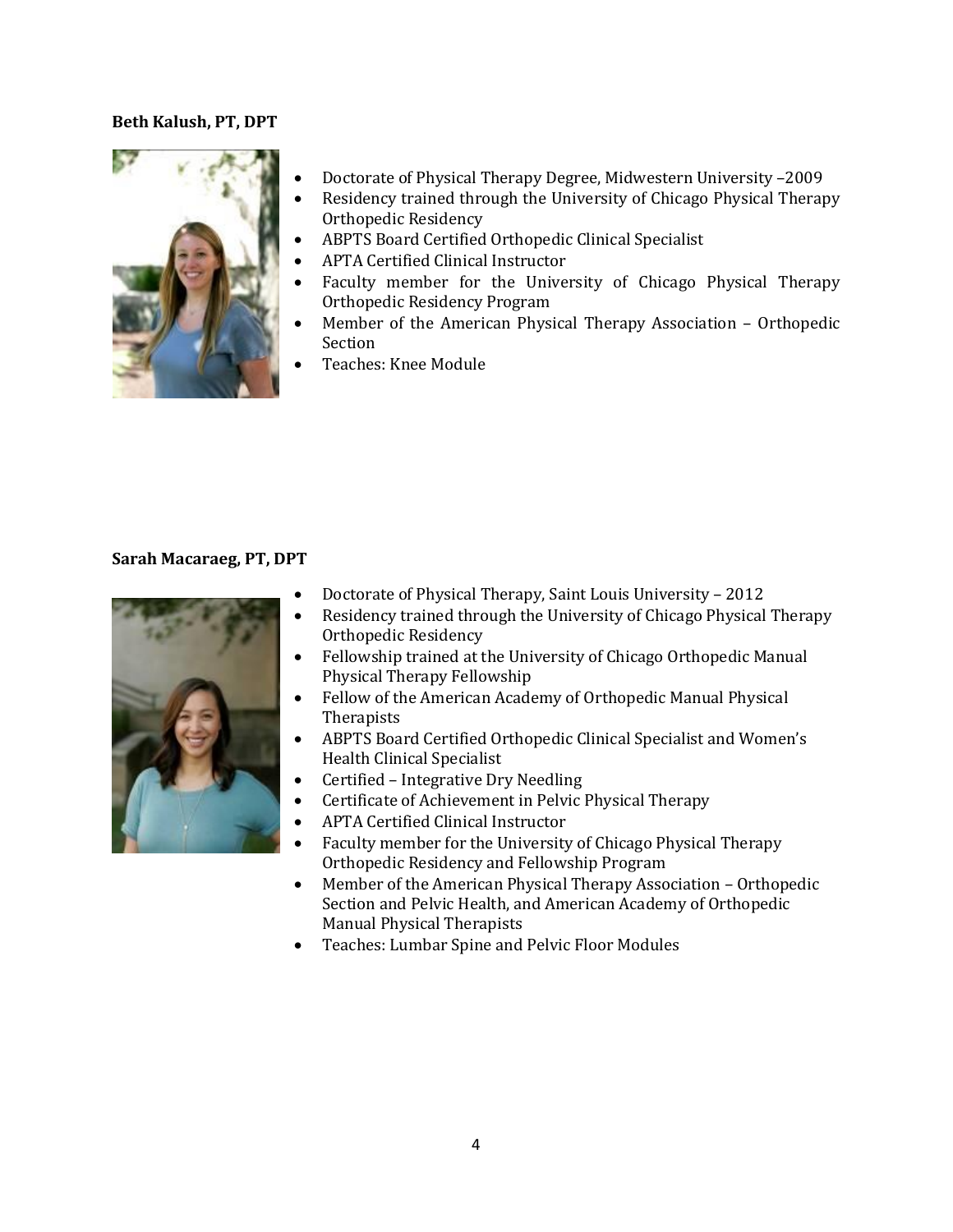**Beth Kalush, PT, DPT**

- Doctorate of Physical Therapy Degree, Midwestern University –2009
- Residency trained through the University of Chicago Physical Therapy Orthopedic Residency
- ABPTS Board Certified Orthopedic Clinical Specialist
- APTA Certified Clinical Instructor
- Faculty member for the University of Chicago Physical Therapy Orthopedic Residency Program
- Member of the American Physical Therapy Association – Orthopedic Section
- Teaches: Knee Module

**Sarah Macaraeg, PT, DPT**

- Doctorate of Physical Therapy, Saint Louis University – 2012
- Residency trained through the University of Chicago Physical Therapy Orthopedic Residency
- Fellowship trained at the University of Chicago Orthopedic Manual Physical Therapy Fellowship
- Fellow of the American Academy of Orthopedic Manual Physical Therapists
- ABPTS Board Certified Orthopedic Clinical Specialist and Women's Health Clinical Specialist
- Certified – Integrative Dry Needling
- Certificate of Achievement in Pelvic Physical Therapy
- APTA Certified Clinical Instructor
- Faculty member for the University of Chicago Physical Therapy Orthopedic Residency and Fellowship Program
- Member of the American Physical Therapy Association – Orthopedic Section and Pelvic Health, and American Academy of Orthopedic Manual Physical Therapists
- Teaches: Lumbar Spine and Pelvic Floor Modules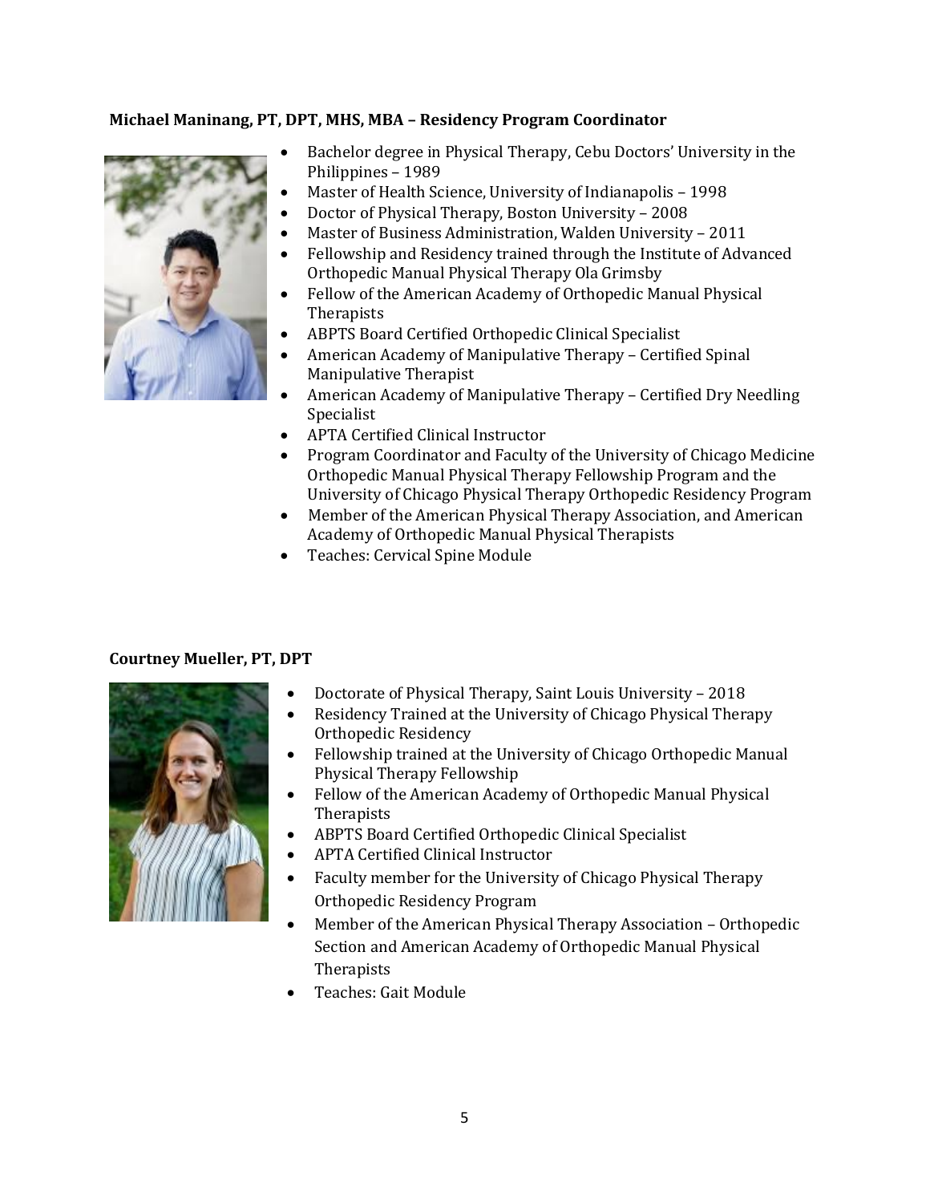**Michael Maninang, PT, DPT, MHS, MBA – Residency Program Coordinator**

- Bachelor degree in Physical Therapy, Cebu Doctors' University in the Philippines – 1989
- Master of Health Science, University of Indianapolis – 1998
- Doctor of Physical Therapy, Boston University – 2008
- Master of Business Administration, Walden University – 2011
- Fellowship and Residency trained through the Institute of Advanced Orthopedic Manual Physical Therapy Ola Grimsby
- Fellow of the American Academy of Orthopedic Manual Physical Therapists
- ABPTS Board Certified Orthopedic Clinical Specialist
- American Academy of Manipulative Therapy – Certified Spinal Manipulative Therapist
- American Academy of Manipulative Therapy – Certified Dry Needling Specialist
- APTA Certified Clinical Instructor
- Program Coordinator and Faculty of the University of Chicago Medicine Orthopedic Manual Physical Therapy Fellowship Program and the University of Chicago Physical Therapy Orthopedic Residency Program
- Member of the American Physical Therapy Association, and American Academy of Orthopedic Manual Physical Therapists
- Teaches: Cervical Spine Module

**Courtney Mueller, PT, DPT**

- Doctorate of Physical Therapy, Saint Louis University – 2018
- Residency Trained at the University of Chicago Physical Therapy Orthopedic Residency
- Fellowship trained at the University of Chicago Orthopedic Manual Physical Therapy Fellowship
- Fellow of the American Academy of Orthopedic Manual Physical Therapists
- ABPTS Board Certified Orthopedic Clinical Specialist
- APTA Certified Clinical Instructor
- Faculty member for the University of Chicago Physical Therapy Orthopedic Residency Program
- Member of the American Physical Therapy Association – Orthopedic Section and American Academy of Orthopedic Manual Physical Therapists
- Teaches: Gait Module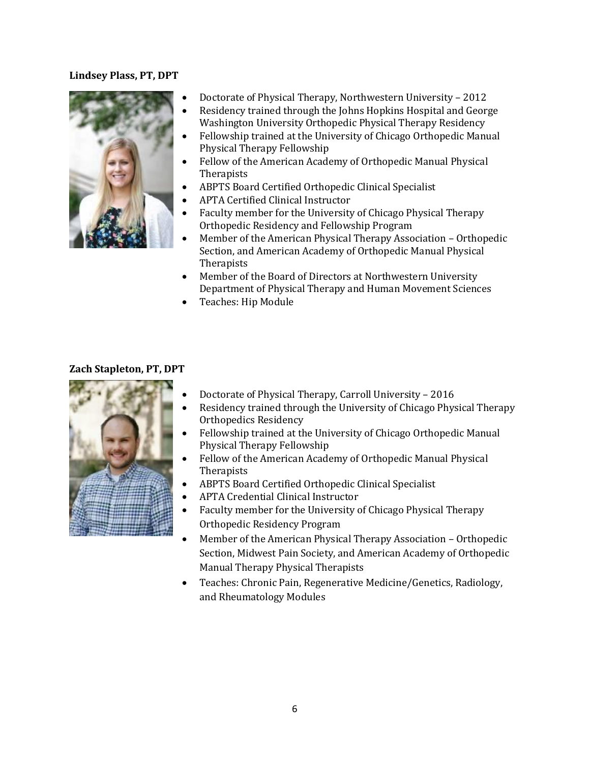**Lindsey Plass, PT, DPT**

- Doctorate of Physical Therapy, Northwestern University – 2012
- Residency trained through the Johns Hopkins Hospital and George Washington University Orthopedic Physical Therapy Residency
- Fellowship trained at the University of Chicago Orthopedic Manual Physical Therapy Fellowship
- Fellow of the American Academy of Orthopedic Manual Physical Therapists
- ABPTS Board Certified Orthopedic Clinical Specialist
- APTA Certified Clinical Instructor
- Faculty member for the University of Chicago Physical Therapy Orthopedic Residency and Fellowship Program
- Member of the American Physical Therapy Association – Orthopedic Section, and American Academy of Orthopedic Manual Physical Therapists
- Member of the Board of Directors at Northwestern University Department of Physical Therapy and Human Movement Sciences
- Teaches: Hip Module

**Zach Stapleton, PT, DPT**

- Doctorate of Physical Therapy, Carroll University – 2016
- Residency trained through the University of Chicago Physical Therapy Orthopedics Residency
- Fellowship trained at the University of Chicago Orthopedic Manual Physical Therapy Fellowship
- Fellow of the American Academy of Orthopedic Manual Physical Therapists
- ABPTS Board Certified Orthopedic Clinical Specialist
- APTA Credential Clinical Instructor
- Faculty member for the University of Chicago Physical Therapy Orthopedic Residency Program
- Member of the American Physical Therapy Association – Orthopedic Section, Midwest Pain Society, and American Academy of Orthopedic Manual Therapy Physical Therapists
- Teaches: Chronic Pain, Regenerative Medicine/Genetics, Radiology, and Rheumatology Modules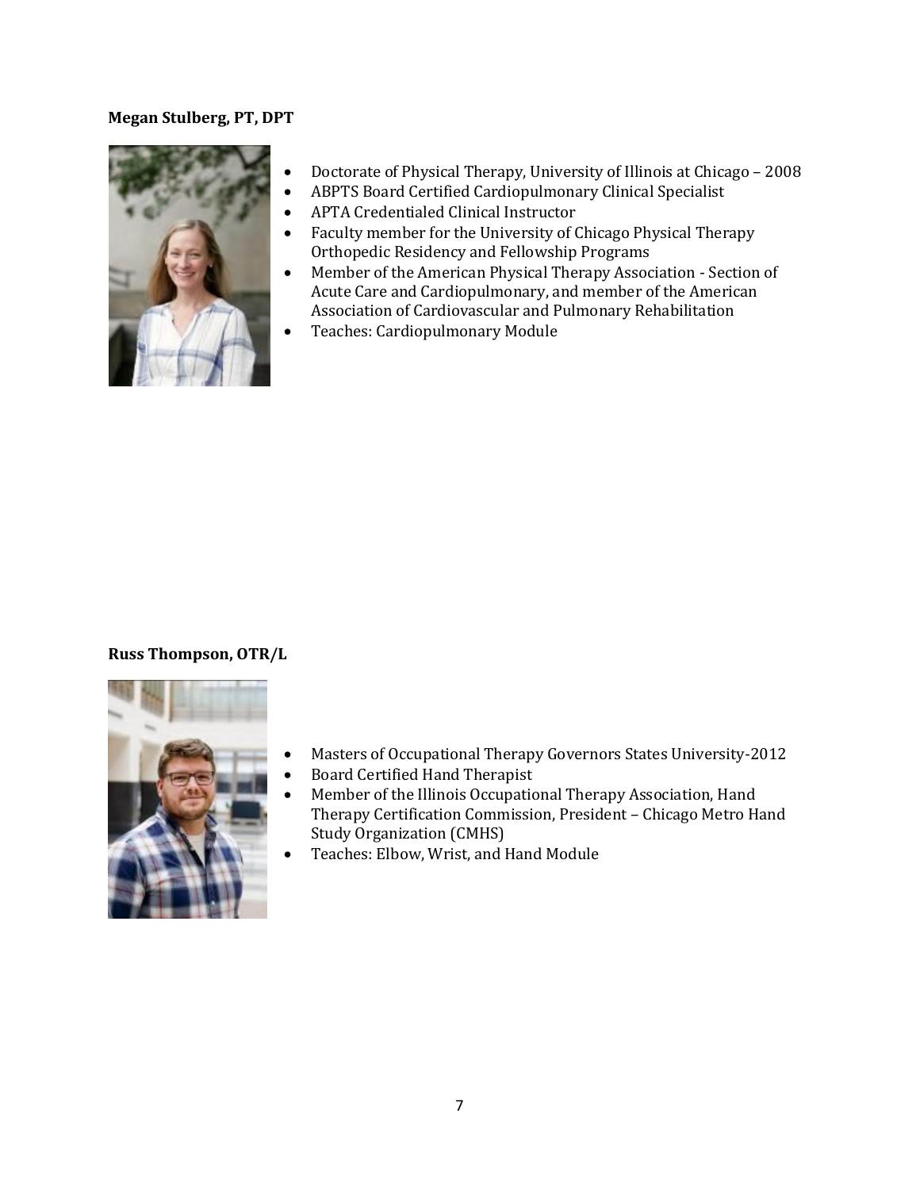**Megan Stulberg, PT, DPT**

- Doctorate of Physical Therapy, University of Illinois at Chicago – 2008
- ABPTS Board Certified Cardiopulmonary Clinical Specialist
- APTA Credentialed Clinical Instructor
- Faculty member for the University of Chicago Physical Therapy Orthopedic Residency and Fellowship Programs
- Member of the American Physical Therapy Association - Section of Acute Care and Cardiopulmonary, and member of the American Association of Cardiovascular and Pulmonary Rehabilitation
- Teaches: Cardiopulmonary Module

**Russ Thompson, OTR/L**

- Masters of Occupational Therapy Governors States University-2012
- Board Certified Hand Therapist
- Member of the Illinois Occupational Therapy Association, Hand Therapy Certification Commission, President – Chicago Metro Hand Study Organization (CMHS)
- Teaches: Elbow, Wrist, and Hand Module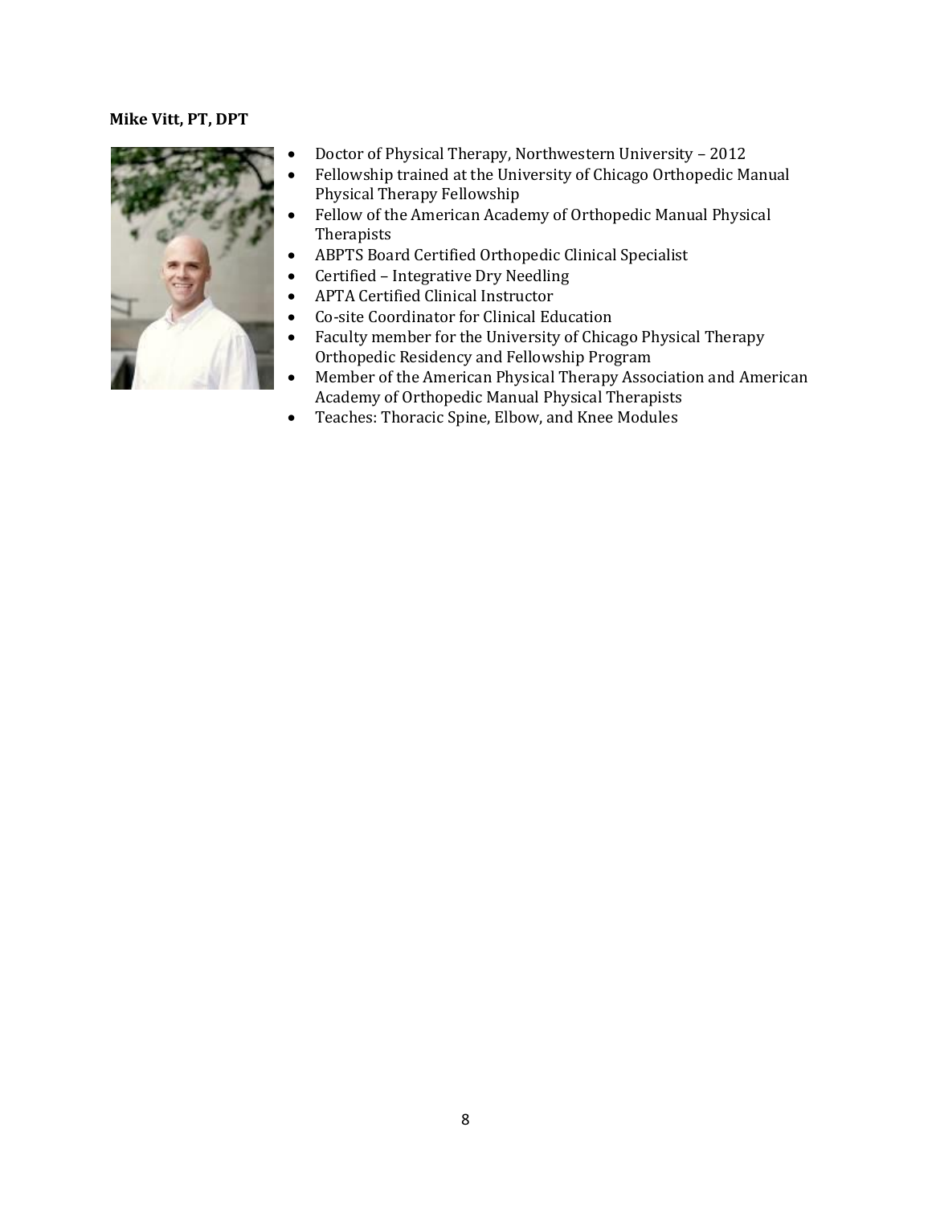**Mike Vitt, PT, DPT**

- Doctor of Physical Therapy, Northwestern University – 2012
- Fellowship trained at the University of Chicago Orthopedic Manual Physical Therapy Fellowship
- Fellow of the American Academy of Orthopedic Manual Physical Therapists
- ABPTS Board Certified Orthopedic Clinical Specialist
- Certified – Integrative Dry Needling
- APTA Certified Clinical Instructor
- Co-site Coordinator for Clinical Education
- Faculty member for the University of Chicago Physical Therapy Orthopedic Residency and Fellowship Program
- Member of the American Physical Therapy Association and American Academy of Orthopedic Manual Physical Therapists
- Teaches: Thoracic Spine, Elbow, and Knee Modules